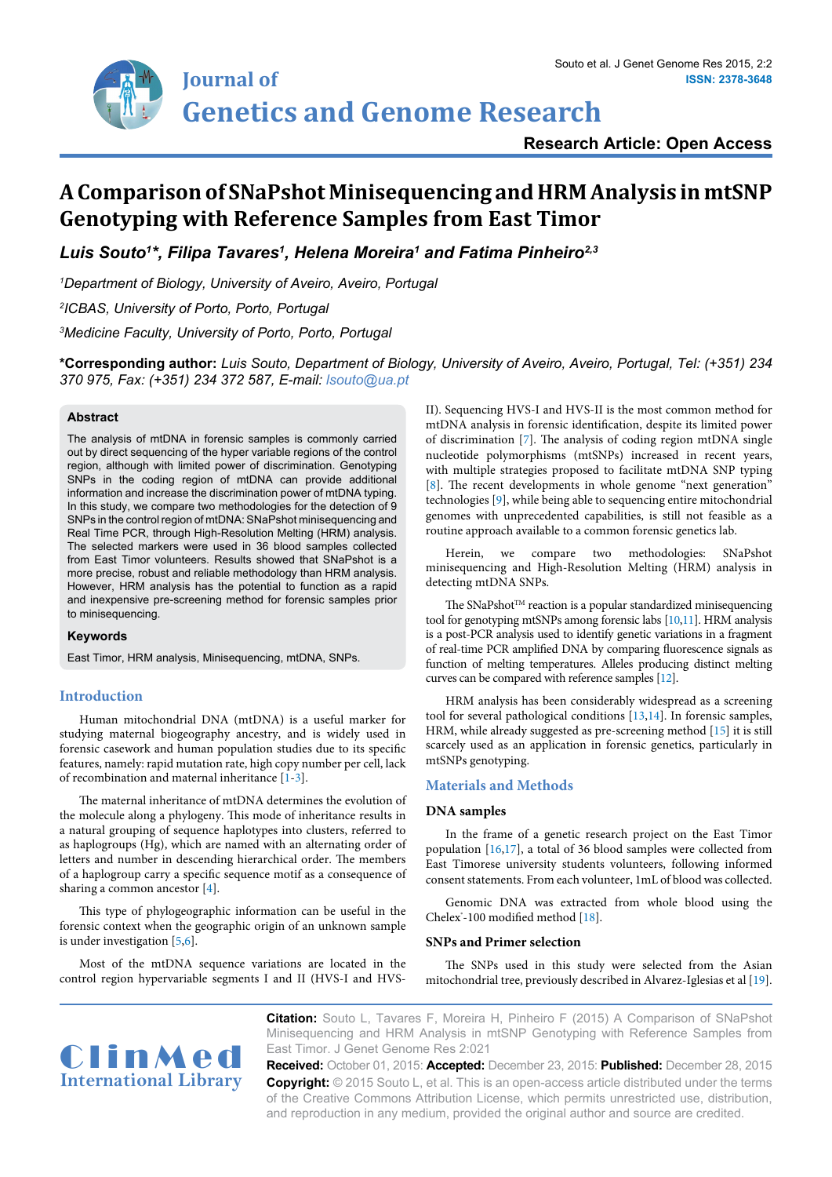Research Article: Open Access

# A Comparison of SNaPshot Minisequencing and HRM Analysis in mtSNP Genotyping with Reference Samples from East Timor

***Luis Souto[1]\*, Filipa Tavares[1], Helena Moreira[1] and Fatima Pinheiro[2,3]***

[1]*Department of Biology, University of Aveiro, Aveiro, Portugal*

[2]*ICBAS, University of Porto, Porto, Portugal*

[3]*Medicine Faculty, University of Porto, Porto, Portugal*

**\*Corresponding author:** *Luis Souto, Department of Biology, University of Aveiro, Aveiro, Portugal, Tel: (+351) 234 370 975, Fax: (+351) 234 372 587, E-mail: lsouto@ua.pt*

### Abstract

The analysis of mtDNA in forensic samples is commonly carried out by direct sequencing of the hyper variable regions of the control region, although with limited power of discrimination. Genotyping SNPs in the coding region of mtDNA can provide additional information and increase the discrimination power of mtDNA typing. In this study, we compare two methodologies for the detection of 9 SNPs in the control region of mtDNA: SNaPshot minisequencing and Real Time PCR, through High-Resolution Melting (HRM) analysis. The selected markers were used in 36 blood samples collected from East Timor volunteers. Results showed that SNaPshot is a more precise, robust and reliable methodology than HRM analysis. However, HRM analysis has the potential to function as a rapid and inexpensive pre-screening method for forensic samples prior to minisequencing.

### Keywords

East Timor, HRM analysis, Minisequencing, mtDNA, SNPs.

## Introduction

Human mitochondrial DNA (mtDNA) is a useful marker for studying maternal biogeography ancestry, and is widely used in forensic casework and human population studies due to its specific features, namely: rapid mutation rate, high copy number per cell, lack of recombination and maternal inheritance [1-3].

The maternal inheritance of mtDNA determines the evolution of the molecule along a phylogeny. This mode of inheritance results in a natural grouping of sequence haplotypes into clusters, referred to as haplogroups (Hg), which are named with an alternating order of letters and number in descending hierarchical order. The members of a haplogroup carry a specific sequence motif as a consequence of sharing a common ancestor [4].

This type of phylogeographic information can be useful in the forensic context when the geographic origin of an unknown sample is under investigation [5,6].

Most of the mtDNA sequence variations are located in the control region hypervariable segments I and II (HVS-I and HVS-II). Sequencing HVS-I and HVS-II is the most common method for mtDNA analysis in forensic identification, despite its limited power of discrimination [7]. The analysis of coding region mtDNA single nucleotide polymorphisms (mtSNPs) increased in recent years, with multiple strategies proposed to facilitate mtDNA SNP typing [8]. The recent developments in whole genome "next generation" technologies [9], while being able to sequencing entire mitochondrial genomes with unprecedented capabilities, is still not feasible as a routine approach available to a common forensic genetics lab.

Herein, we compare two methodologies: SNaPshot minisequencing and High-Resolution Melting (HRM) analysis in detecting mtDNA SNPs.

The SNaPshot™ reaction is a popular standardized minisequencing tool for genotyping mtSNPs among forensic labs [10,11]. HRM analysis is a post-PCR analysis used to identify genetic variations in a fragment of real-time PCR amplified DNA by comparing fluorescence signals as function of melting temperatures. Alleles producing distinct melting curves can be compared with reference samples [12].

HRM analysis has been considerably widespread as a screening tool for several pathological conditions [13,14]. In forensic samples, HRM, while already suggested as pre-screening method [15] it is still scarcely used as an application in forensic genetics, particularly in mtSNPs genotyping.

## Materials and Methods

### DNA samples

In the frame of a genetic research project on the East Timor population [16,17], a total of 36 blood samples were collected from East Timorese university students volunteers, following informed consent statements. From each volunteer, 1mL of blood was collected.

Genomic DNA was extracted from whole blood using the Chelex®-100 modified method [18].

### SNPs and Primer selection

The SNPs used in this study were selected from the Asian mitochondrial tree, previously described in Alvarez-Iglesias et al [19].

**Citation:** Souto L, Tavares F, Moreira H, Pinheiro F (2015) A Comparison of SNaPshot Minisequencing and HRM Analysis in mtSNP Genotyping with Reference Samples from East Timor. J Genet Genome Res 2:021

**Received:** October 01, 2015: **Accepted:** December 23, 2015: **Published:** December 28, 2015

**Copyright:** © 2015 Souto L, et al. This is an open-access article distributed under the terms of the Creative Commons Attribution License, which permits unrestricted use, distribution, and reproduction in any medium, provided the original author and source are credited.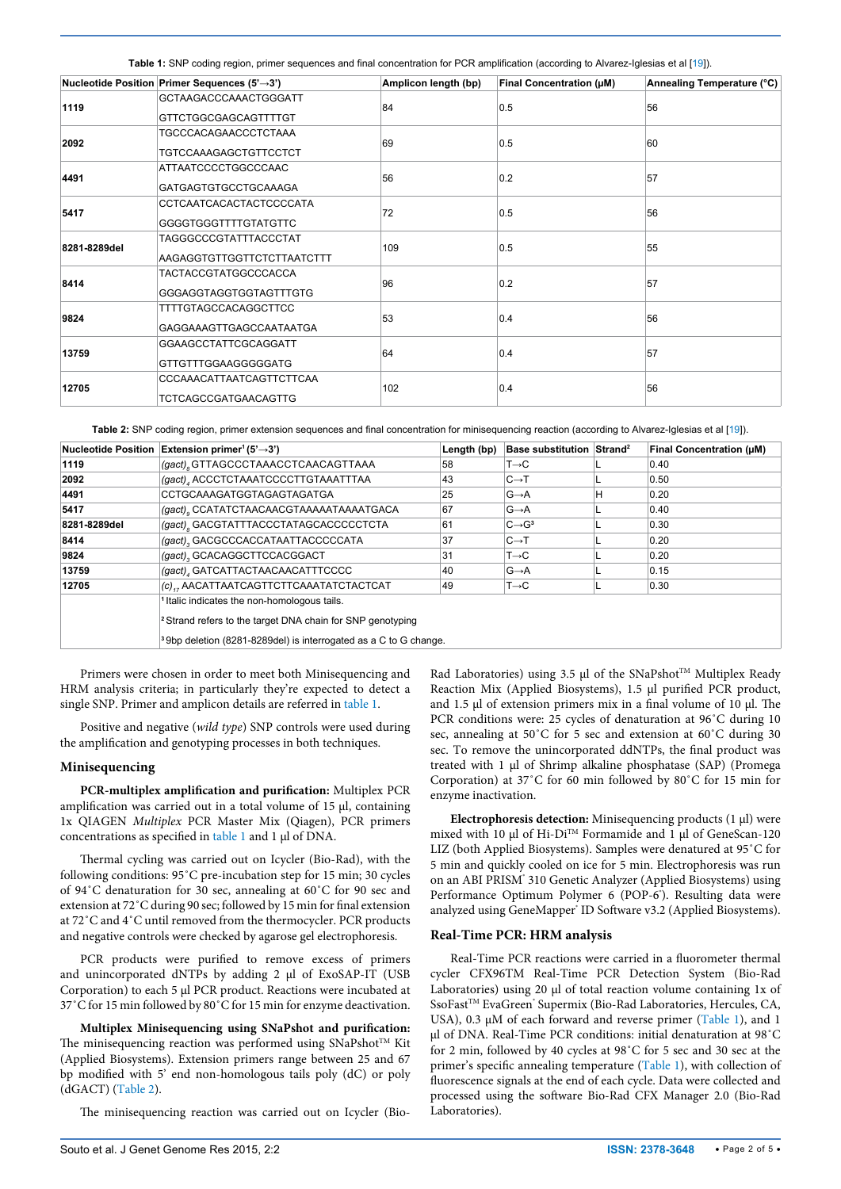**Table 1:** SNP coding region, primer sequences and final concentration for PCR amplification (according to Alvarez-Iglesias et al [19]).

| Nucleotide Position | Primer Sequences (5'→3') | Amplicon length (bp) | Final Concentration (µM) | Annealing Temperature (°C) |
|---|---|---|---|---|
| 1119 | GCTAAGACCCAAACTGGGATT<br>GTTCTGGCGAGCAGTTTTGT | 84 | 0.5 | 56 |
| 2092 | TGCCCACAGAACCCTCTAAA<br>TGTCCAAAGAGCTGTTCCTCT | 69 | 0.5 | 60 |
| 4491 | ATTAATCCCCTGGCCCAAC<br>GATGAGTGTGCCTGCAAAGA | 56 | 0.2 | 57 |
| 5417 | CCTCAATCACACTACTCCCCATA<br>GGGGTGGTTTTGTATGTTC | 72 | 0.5 | 56 |
| 8281-8289del | TAGGGCCCGTATTTACCCTAT<br>AAGAGGTGTTGGTTCTCTTAATCTTT | 109 | 0.5 | 55 |
| 8414 | TACTACCGTATGGCCCACCA<br>GGGAGGTAGGTGGTAGTTTGTG | 96 | 0.2 | 57 |
| 9824 | TTTTGTAGCCACAGGCTTCC<br>GAGGAAAGTTGAGCCAATAATGA | 53 | 0.4 | 56 |
| 13759 | GGAAGCCTATTCGCAGGATT<br>GTTGTTTGGAAGGGGGATG | 64 | 0.4 | 57 |
| 12705 | CCCAAACATTAATCAGTTCTTCAA<br>TCTCAGCCGATGAACAGTTG | 102 | 0.4 | 56 |

**Table 2:** SNP coding region, primer extension sequences and final concentration for minisequencing reaction (according to Alvarez-Iglesias et al [19]).

| Nucleotide Position | Extension primer[1] (5'→3') | Length (bp) | Base substitution | Strand[2] | Final Concentration (µM) |
|---|---|---|---|---|---|
| 1119 | *(gact)*$_8$ GTTAGCCCTAAACCTCAACAGTTAAA | 58 | T→C | L | 0.40 |
| 2092 | *(gact)*$_4$ ACCCTCTAAATCCCCTTGTAAATTTAA | 43 | C→T | L | 0.50 |
| 4491 | CCTGCAAAGATGGTAGAGTAGATGA | 25 | G→A | H | 0.20 |
| 5417 | *(gact)*$_9$ CCATATCTAACAACGTAAAAATAAAATGACA | 67 | G→A | L | 0.40 |
| 8281-8289del | *(gact)*$_8$ GACGTATTTACCCTATAGCACCCCCTCTA | 61 | C→G[3] | L | 0.30 |
| 8414 | *(gact)*$_3$ GACGCCCACCATAATTACCCCCATA | 37 | C→T | L | 0.20 |
| 9824 | *(gact)*$_3$ GCACAGGCTTCCACGGACT | 31 | T→C | L | 0.20 |
| 13759 | *(gact)*$_4$ GATCATTACTAACAACATTTCCCC | 40 | G→A | L | 0.15 |
| 12705 | *(c)*$_{17}$ AACATTAATCAGTTCTTCAAATATCTACTCAT | 49 | T→C | L | 0.30 |

[1] Italic indicates the non-homologous tails.

[2] Strand refers to the target DNA chain for SNP genotyping

[3] 9bp deletion (8281-8289del) is interrogated as a C to G change.

Primers were chosen in order to meet both Minisequencing and HRM analysis criteria; in particularly they're expected to detect a single SNP. Primer and amplicon details are referred in table 1.

Positive and negative (*wild type*) SNP controls were used during the amplification and genotyping processes in both techniques.

### Minisequencing

**PCR-multiplex amplification and purification:** Multiplex PCR amplification was carried out in a total volume of 15 µl, containing 1x QIAGEN *Multiplex* PCR Master Mix (Qiagen), PCR primers concentrations as specified in table 1 and 1 µl of DNA.

Thermal cycling was carried out on Icycler (Bio-Rad), with the following conditions: 95˚C pre-incubation step for 15 min; 30 cycles of 94˚C denaturation for 30 sec, annealing at 60˚C for 90 sec and extension at 72˚C during 90 sec; followed by 15 min for final extension at 72˚C and 4˚C until removed from the thermocycler. PCR products and negative controls were checked by agarose gel electrophoresis.

PCR products were purified to remove excess of primers and unincorporated dNTPs by adding 2 µl of ExoSAP-IT (USB Corporation) to each 5 µl PCR product. Reactions were incubated at 37˚C for 15 min followed by 80˚C for 15 min for enzyme deactivation.

**Multiplex Minisequencing using SNaPshot and purification:** The minisequencing reaction was performed using SNaPshot™ Kit (Applied Biosystems). Extension primers range between 25 and 67 bp modified with 5' end non-homologous tails poly (dC) or poly (dGACT) (Table 2).

The minisequencing reaction was carried out on Icycler (Bio-Rad Laboratories) using 3.5 µl of the SNaPshot™ Multiplex Ready Reaction Mix (Applied Biosystems), 1.5 µl purified PCR product, and 1.5 µl of extension primers mix in a final volume of 10 µl. The PCR conditions were: 25 cycles of denaturation at 96˚C during 10 sec, annealing at 50˚C for 5 sec and extension at 60˚C during 30 sec. To remove the unincorporated ddNTPs, the final product was treated with 1 µl of Shrimp alkaline phosphatase (SAP) (Promega Corporation) at 37˚C for 60 min followed by 80˚C for 15 min for enzyme inactivation.

**Electrophoresis detection:** Minisequencing products (1 µl) were mixed with 10 µl of Hi-Di™ Formamide and 1 µl of GeneScan-120 LIZ (both Applied Biosystems). Samples were denatured at 95˚C for 5 min and quickly cooled on ice for 5 min. Electrophoresis was run on an ABI PRISM® 310 Genetic Analyzer (Applied Biosystems) using Performance Optimum Polymer 6 (POP-6®). Resulting data were analyzed using GeneMapper® ID Software v3.2 (Applied Biosystems).

### Real-Time PCR: HRM analysis

Real-Time PCR reactions were carried in a fluorometer thermal cycler CFX96TM Real-Time PCR Detection System (Bio-Rad Laboratories) using 20 µl of total reaction volume containing 1x of SsoFast™ EvaGreen® Supermix (Bio-Rad Laboratories, Hercules, CA, USA), 0.3 µM of each forward and reverse primer (Table 1), and 1 µl of DNA. Real-Time PCR conditions: initial denaturation at 98˚C for 2 min, followed by 40 cycles at 98˚C for 5 sec and 30 sec at the primer's specific annealing temperature (Table 1), with collection of fluorescence signals at the end of each cycle. Data were collected and processed using the software Bio-Rad CFX Manager 2.0 (Bio-Rad Laboratories).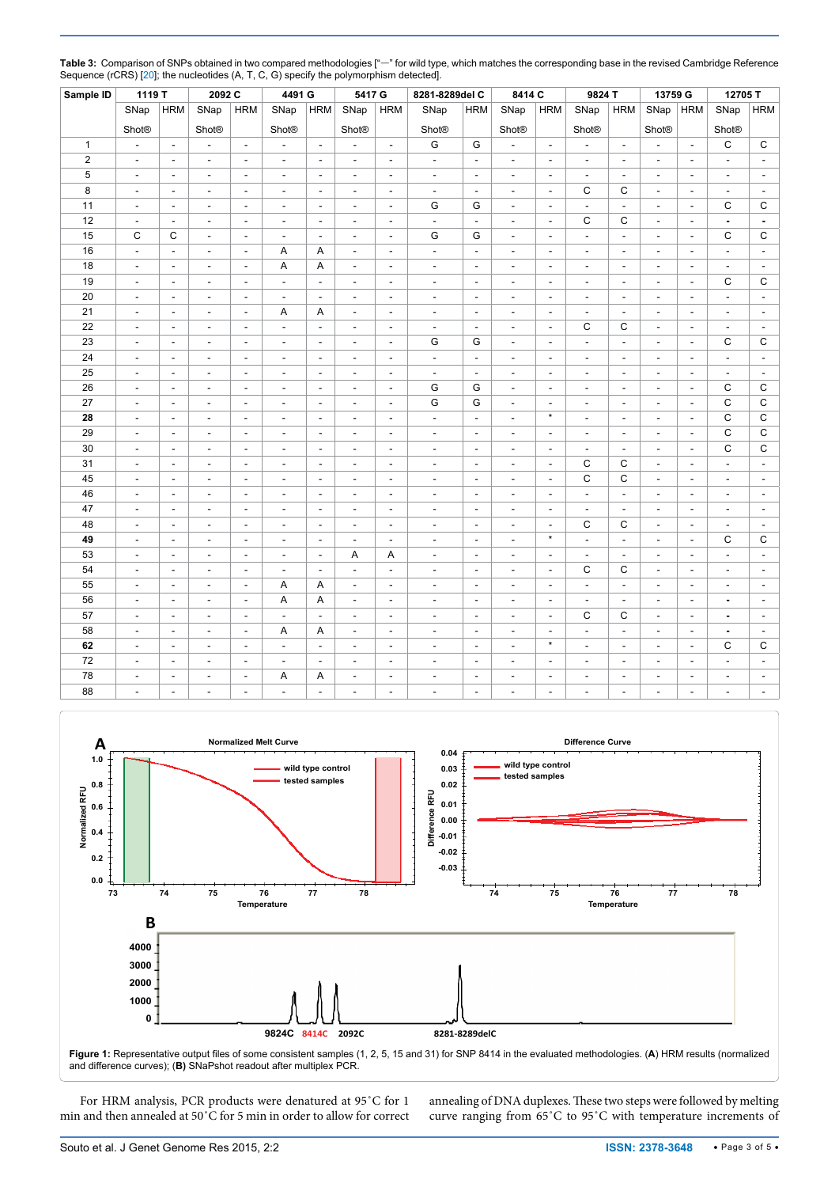**Table 3:** Comparison of SNPs obtained in two compared methodologies ["—" for wild type, which matches the corresponding base in the revised Cambridge Reference Sequence (rCRS) [20]; the nucleotides (A, T, C, G) specify the polymorphism detected].

| Sample ID | 1119 T | | 2092 C | | 4491 G | | 5417 G | | 8281-8289del C | | 8414 C | | 9824 T | | 13759 G | | 12705 T | |
|---|---|---|---|---|---|---|---|---|---|---|---|---|---|---|---|---|---|---|
| | SNap Shot® | HRM | SNap Shot® | HRM | SNap Shot® | HRM | SNap Shot® | HRM | SNap Shot® | HRM | SNap Shot® | HRM | SNap Shot® | HRM | SNap Shot® | HRM | SNap Shot® | HRM |
| 1 | - | - | - | - | - | - | - | - | G | G | - | - | - | - | - | - | C | C |
| 2 | - | - | - | - | - | - | - | - | - | - | - | - | - | - | - | - | - | - |
| 5 | - | - | - | - | - | - | - | - | - | - | - | - | - | - | - | - | - | - |
| 8 | - | - | - | - | - | - | - | - | - | - | - | - | C | C | - | - | - | - |
| 11 | - | - | - | - | - | - | - | - | G | G | - | - | - | - | - | - | C | C |
| 12 | - | - | - | - | - | - | - | - | - | - | - | - | C | C | - | - | - | - |
| 15 | C | C | - | - | - | - | - | - | G | G | - | - | - | - | - | - | C | C |
| 16 | - | - | - | - | A | A | - | - | - | - | - | - | - | - | - | - | - | - |
| 18 | - | - | - | - | A | A | - | - | - | - | - | - | - | - | - | - | - | - |
| 19 | - | - | - | - | - | - | - | - | - | - | - | - | - | - | - | - | C | C |
| 20 | - | - | - | - | - | - | - | - | - | - | - | - | - | - | - | - | - | - |
| 21 | - | - | - | - | A | A | - | - | - | - | - | - | - | - | - | - | - | - |
| 22 | - | - | - | - | - | - | - | - | - | - | - | - | C | C | - | - | - | - |
| 23 | - | - | - | - | - | - | - | - | G | G | - | - | - | - | - | - | C | C |
| 24 | - | - | - | - | - | - | - | - | - | - | - | - | - | - | - | - | - | - |
| 25 | - | - | - | - | - | - | - | - | - | - | - | - | - | - | - | - | - | - |
| 26 | - | - | - | - | - | - | - | - | G | G | - | - | - | - | - | - | C | C |
| 27 | - | - | - | - | - | - | - | - | G | G | - | - | - | - | - | - | C | C |
| **28** | - | - | - | - | - | - | - | - | - | - | - | * | - | - | - | - | C | C |
| 29 | - | - | - | - | - | - | - | - | - | - | - | - | - | - | - | - | C | C |
| 30 | - | - | - | - | - | - | - | - | - | - | - | - | - | - | - | - | C | C |
| 31 | - | - | - | - | - | - | - | - | - | - | - | - | C | C | - | - | - | - |
| 45 | - | - | - | - | - | - | - | - | - | - | - | - | C | C | - | - | - | - |
| 46 | - | - | - | - | - | - | - | - | - | - | - | - | - | - | - | - | - | - |
| 47 | - | - | - | - | - | - | - | - | - | - | - | - | - | - | - | - | - | - |
| 48 | - | - | - | - | - | - | - | - | - | - | - | - | C | C | - | - | - | - |
| **49** | - | - | - | - | - | - | - | - | - | - | - | * | - | - | - | - | C | C |
| 53 | - | - | - | - | - | - | A | A | - | - | - | - | - | - | - | - | - | - |
| 54 | - | - | - | - | - | - | - | - | - | - | - | - | C | C | - | - | - | - |
| 55 | - | - | - | - | A | A | - | - | - | - | - | - | - | - | - | - | - | - |
| 56 | - | - | - | - | A | A | - | - | - | - | - | - | - | - | - | - | - | - |
| 57 | - | - | - | - | - | - | - | - | - | - | - | - | C | C | - | - | - | - |
| 58 | - | - | - | - | A | A | - | - | - | - | - | - | - | - | - | - | - | - |
| **62** | - | - | - | - | - | - | - | - | - | - | - | * | - | - | - | - | C | C |
| 72 | - | - | - | - | - | - | - | - | - | - | - | - | - | - | - | - | - | - |
| 78 | - | - | - | - | A | A | - | - | - | - | - | - | - | - | - | - | - | - |
| 88 | - | - | - | - | - | - | - | - | - | - | - | - | - | - | - | - | - | - |

**Figure 1:** Representative output files of some consistent samples (1, 2, 5, 15 and 31) for SNP 8414 in the evaluated methodologies. (**A**) HRM results (normalized and difference curves); (**B**) SNaPshot readout after multiplex PCR.

For HRM analysis, PCR products were denatured at 95°C for 1 min and then annealed at 50°C for 5 min in order to allow for correct annealing of DNA duplexes. These two steps were followed by melting curve ranging from 65°C to 95°C with temperature increments of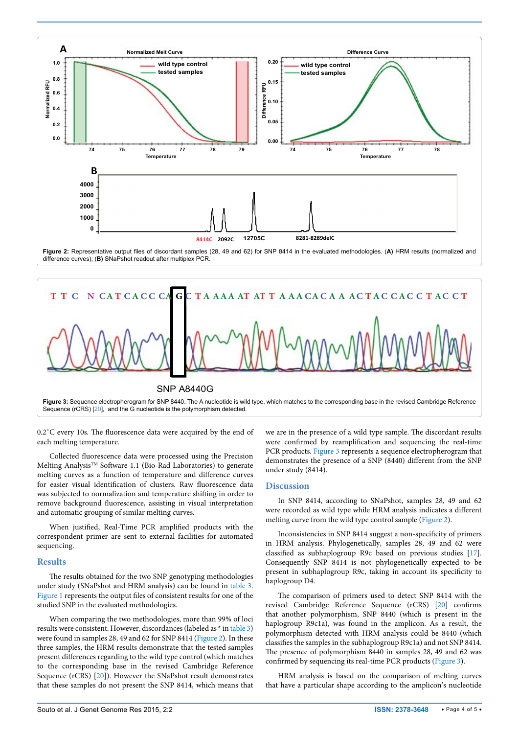Figure 2: Representative output files of discordant samples (28, 49 and 62) for SNP 8414 in the evaluated methodologies. (A) HRM results (normalized and difference curves); (B) SNaPshot readout after multiplex PCR.

Figure 3: Sequence electropherogram for SNP 8440. The A nucleotide is wild type, which matches to the corresponding base in the revised Cambridge Reference Sequence (rCRS) [20], and the G nucleotide is the polymorphism detected.

0.2°C every 10s. The fluorescence data were acquired by the end of each melting temperature.

Collected fluorescence data were processed using the Precision Melting Analysis™ Software 1.1 (Bio-Rad Laboratories) to generate melting curves as a function of temperature and difference curves for easier visual identification of clusters. Raw fluorescence data was subjected to normalization and temperature shifting in order to remove background fluorescence, assisting in visual interpretation and automatic grouping of similar melting curves.

When justified, Real-Time PCR amplified products with the correspondent primer are sent to external facilities for automated sequencing.

## Results

The results obtained for the two SNP genotyping methodologies under study (SNaPshot and HRM analysis) can be found in table 3. Figure 1 represents the output files of consistent results for one of the studied SNP in the evaluated methodologies.

When comparing the two methodologies, more than 99% of loci results were consistent. However, discordances (labeled as * in table 3) were found in samples 28, 49 and 62 for SNP 8414 (Figure 2). In these three samples, the HRM results demonstrate that the tested samples present differences regarding to the wild type control (which matches to the corresponding base in the revised Cambridge Reference Sequence (rCRS) [20]). However the SNaPshot result demonstrates that these samples do not present the SNP 8414, which means that we are in the presence of a wild type sample. The discordant results were confirmed by reamplification and sequencing the real-time PCR products. Figure 3 represents a sequence electropherogram that demonstrates the presence of a SNP (8440) different from the SNP under study (8414).

## Discussion

In SNP 8414, according to SNaPshot, samples 28, 49 and 62 were recorded as wild type while HRM analysis indicates a different melting curve from the wild type control sample (Figure 2).

Inconsistencies in SNP 8414 suggest a non-specificity of primers in HRM analysis. Phylogenetically, samples 28, 49 and 62 were classified as subhaplogroup R9c based on previous studies [17]. Consequently SNP 8414 is not phylogenetically expected to be present in subhaplogroup R9c, taking in account its specificity to haplogroup D4.

The comparison of primers used to detect SNP 8414 with the revised Cambridge Reference Sequence (rCRS) [20] confirms that another polymorphism, SNP 8440 (which is present in the haplogroup R9c1a), was found in the amplicon. As a result, the polymorphism detected with HRM analysis could be 8440 (which classifies the samples in the subhaplogroup R9c1a) and not SNP 8414. The presence of polymorphism 8440 in samples 28, 49 and 62 was confirmed by sequencing its real-time PCR products (Figure 3).

HRM analysis is based on the comparison of melting curves that have a particular shape according to the amplicon's nucleotide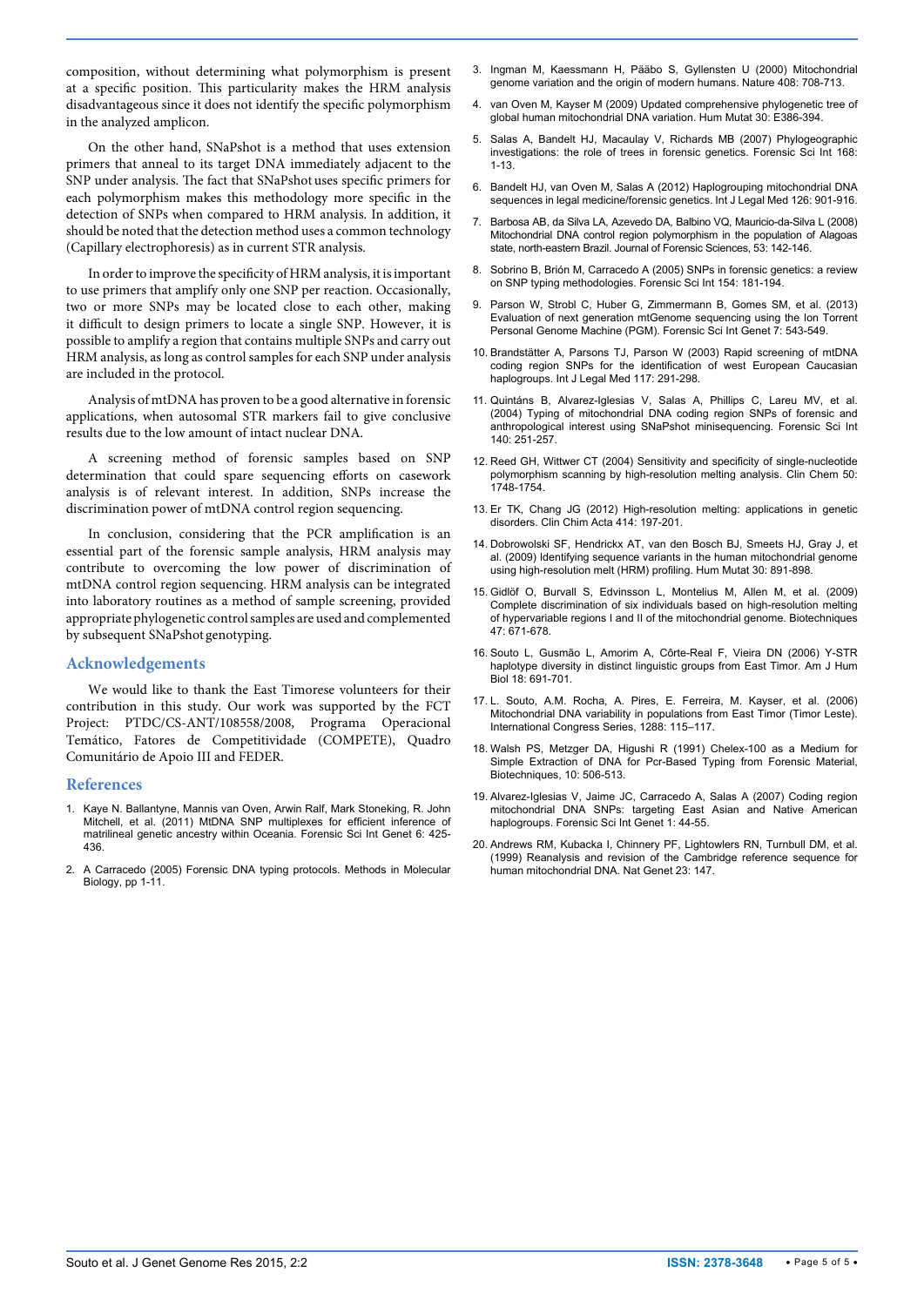composition, without determining what polymorphism is present at a specific position. This particularity makes the HRM analysis disadvantageous since it does not identify the specific polymorphism in the analyzed amplicon.

On the other hand, SNaPshot is a method that uses extension primers that anneal to its target DNA immediately adjacent to the SNP under analysis. The fact that SNaPshot uses specific primers for each polymorphism makes this methodology more specific in the detection of SNPs when compared to HRM analysis. In addition, it should be noted that the detection method uses a common technology (Capillary electrophoresis) as in current STR analysis.

In order to improve the specificity of HRM analysis, it is important to use primers that amplify only one SNP per reaction. Occasionally, two or more SNPs may be located close to each other, making it difficult to design primers to locate a single SNP. However, it is possible to amplify a region that contains multiple SNPs and carry out HRM analysis, as long as control samples for each SNP under analysis are included in the protocol.

Analysis of mtDNA has proven to be a good alternative in forensic applications, when autosomal STR markers fail to give conclusive results due to the low amount of intact nuclear DNA.

A screening method of forensic samples based on SNP determination that could spare sequencing efforts on casework analysis is of relevant interest. In addition, SNPs increase the discrimination power of mtDNA control region sequencing.

In conclusion, considering that the PCR amplification is an essential part of the forensic sample analysis, HRM analysis may contribute to overcoming the low power of discrimination of mtDNA control region sequencing. HRM analysis can be integrated into laboratory routines as a method of sample screening, provided appropriate phylogenetic control samples are used and complemented by subsequent SNaPshot genotyping.

## Acknowledgements

We would like to thank the East Timorese volunteers for their contribution in this study. Our work was supported by the FCT Project: PTDC/CS-ANT/108558/2008, Programa Operacional Temático, Fatores de Competitividade (COMPETE), Quadro Comunitário de Apoio III and FEDER.

## References

1. Kaye N. Ballantyne, Mannis van Oven, Arwin Ralf, Mark Stoneking, R. John Mitchell, et al. (2011) MtDNA SNP multiplexes for efficient inference of matrilineal genetic ancestry within Oceania. Forensic Sci Int Genet 6: 425-436.
2. A Carracedo (2005) Forensic DNA typing protocols. Methods in Molecular Biology, pp 1-11.
3. Ingman M, Kaessmann H, Pääbo S, Gyllensten U (2000) Mitochondrial genome variation and the origin of modern humans. Nature 408: 708-713.
4. van Oven M, Kayser M (2009) Updated comprehensive phylogenetic tree of global human mitochondrial DNA variation. Hum Mutat 30: E386-394.
5. Salas A, Bandelt HJ, Macaulay V, Richards MB (2007) Phylogeographic investigations: the role of trees in forensic genetics. Forensic Sci Int 168: 1-13.
6. Bandelt HJ, van Oven M, Salas A (2012) Haplogrouping mitochondrial DNA sequences in legal medicine/forensic genetics. Int J Legal Med 126: 901-916.
7. Barbosa AB, da Silva LA, Azevedo DA, Balbino VQ, Mauricio-da-Silva L (2008) Mitochondrial DNA control region polymorphism in the population of Alagoas state, north-eastern Brazil. Journal of Forensic Sciences, 53: 142-146.
8. Sobrino B, Brión M, Carracedo A (2005) SNPs in forensic genetics: a review on SNP typing methodologies. Forensic Sci Int 154: 181-194.
9. Parson W, Strobl C, Huber G, Zimmermann B, Gomes SM, et al. (2013) Evaluation of next generation mtGenome sequencing using the Ion Torrent Personal Genome Machine (PGM). Forensic Sci Int Genet 7: 543-549.
10. Brandstätter A, Parsons TJ, Parson W (2003) Rapid screening of mtDNA coding region SNPs for the identification of west European Caucasian haplogroups. Int J Legal Med 117: 291-298.
11. Quintáns B, Alvarez-Iglesias V, Salas A, Phillips C, Lareu MV, et al. (2004) Typing of mitochondrial DNA coding region SNPs of forensic and anthropological interest using SNaPshot minisequencing. Forensic Sci Int 140: 251-257.
12. Reed GH, Wittwer CT (2004) Sensitivity and specificity of single-nucleotide polymorphism scanning by high-resolution melting analysis. Clin Chem 50: 1748-1754.
13. Er TK, Chang JG (2012) High-resolution melting: applications in genetic disorders. Clin Chim Acta 414: 197-201.
14. Dobrowolski SF, Hendrickx AT, van den Bosch BJ, Smeets HJ, Gray J, et al. (2009) Identifying sequence variants in the human mitochondrial genome using high-resolution melt (HRM) profiling. Hum Mutat 30: 891-898.
15. Gidlöf O, Burvall S, Edvinsson L, Montelius M, Allen M, et al. (2009) Complete discrimination of six individuals based on high-resolution melting of hypervariable regions I and II of the mitochondrial genome. Biotechniques 47: 671-678.
16. Souto L, Gusmão L, Amorim A, Côrte-Real F, Vieira DN (2006) Y-STR haplotype diversity in distinct linguistic groups from East Timor. Am J Hum Biol 18: 691-701.
17. L. Souto, A.M. Rocha, A. Pires, E. Ferreira, M. Kayser, et al. (2006) Mitochondrial DNA variability in populations from East Timor (Timor Leste). International Congress Series, 1288: 115–117.
18. Walsh PS, Metzger DA, Higushi R (1991) Chelex-100 as a Medium for Simple Extraction of DNA for Pcr-Based Typing from Forensic Material, Biotechniques, 10: 506-513.
19. Alvarez-Iglesias V, Jaime JC, Carracedo A, Salas A (2007) Coding region mitochondrial DNA SNPs: targeting East Asian and Native American haplogroups. Forensic Sci Int Genet 1: 44-55.
20. Andrews RM, Kubacka I, Chinnery PF, Lightowlers RN, Turnbull DM, et al. (1999) Reanalysis and revision of the Cambridge reference sequence for human mitochondrial DNA. Nat Genet 23: 147.